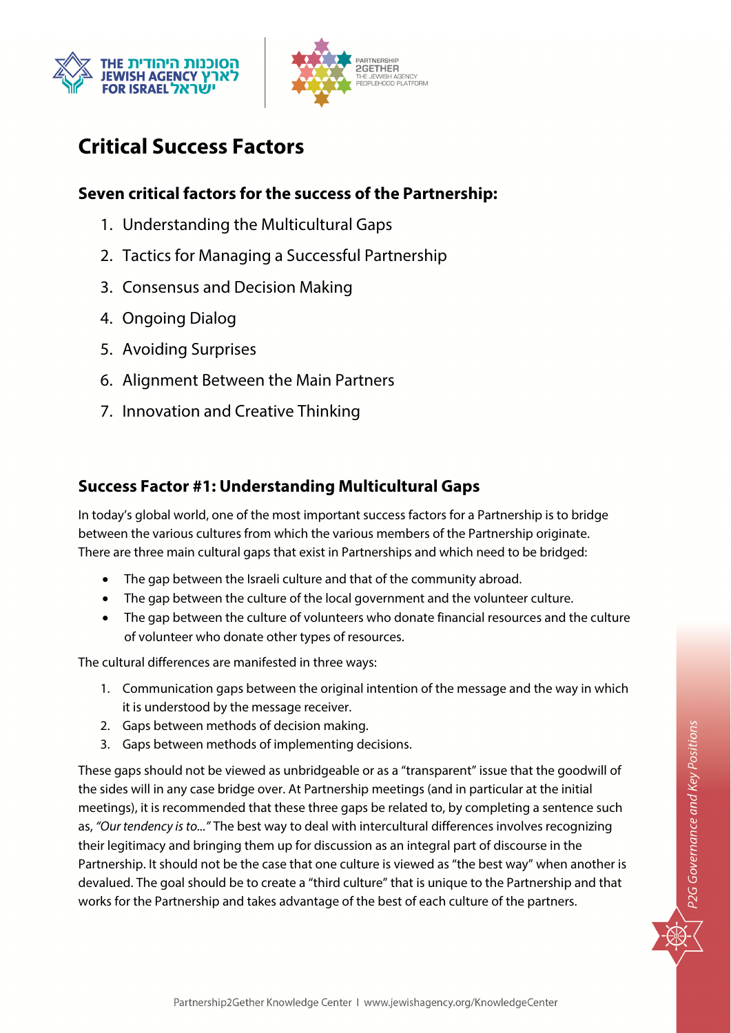# Critical Success Factors

## Seven critical factors for the success of the Partnership:

1. Understanding the Multicultural Gaps
2. Tactics for Managing a Successful Partnership
3. Consensus and Decision Making
4. Ongoing Dialog
5. Avoiding Surprises
6. Alignment Between the Main Partners
7. Innovation and Creative Thinking

## Success Factor #1: Understanding Multicultural Gaps

In today's global world, one of the most important success factors for a Partnership is to bridge between the various cultures from which the various members of the Partnership originate. There are three main cultural gaps that exist in Partnerships and which need to be bridged:

- The gap between the Israeli culture and that of the community abroad.
- The gap between the culture of the local government and the volunteer culture.
- The gap between the culture of volunteers who donate financial resources and the culture of volunteer who donate other types of resources.

The cultural differences are manifested in three ways:

1. Communication gaps between the original intention of the message and the way in which it is understood by the message receiver.
2. Gaps between methods of decision making.
3. Gaps between methods of implementing decisions.

These gaps should not be viewed as unbridgeable or as a "transparent" issue that the goodwill of the sides will in any case bridge over. At Partnership meetings (and in particular at the initial meetings), it is recommended that these three gaps be related to, by completing a sentence such as, *"Our tendency is to..."* The best way to deal with intercultural differences involves recognizing their legitimacy and bringing them up for discussion as an integral part of discourse in the Partnership. It should not be the case that one culture is viewed as "the best way" when another is devalued. The goal should be to create a "third culture" that is unique to the Partnership and that works for the Partnership and takes advantage of the best of each culture of the partners.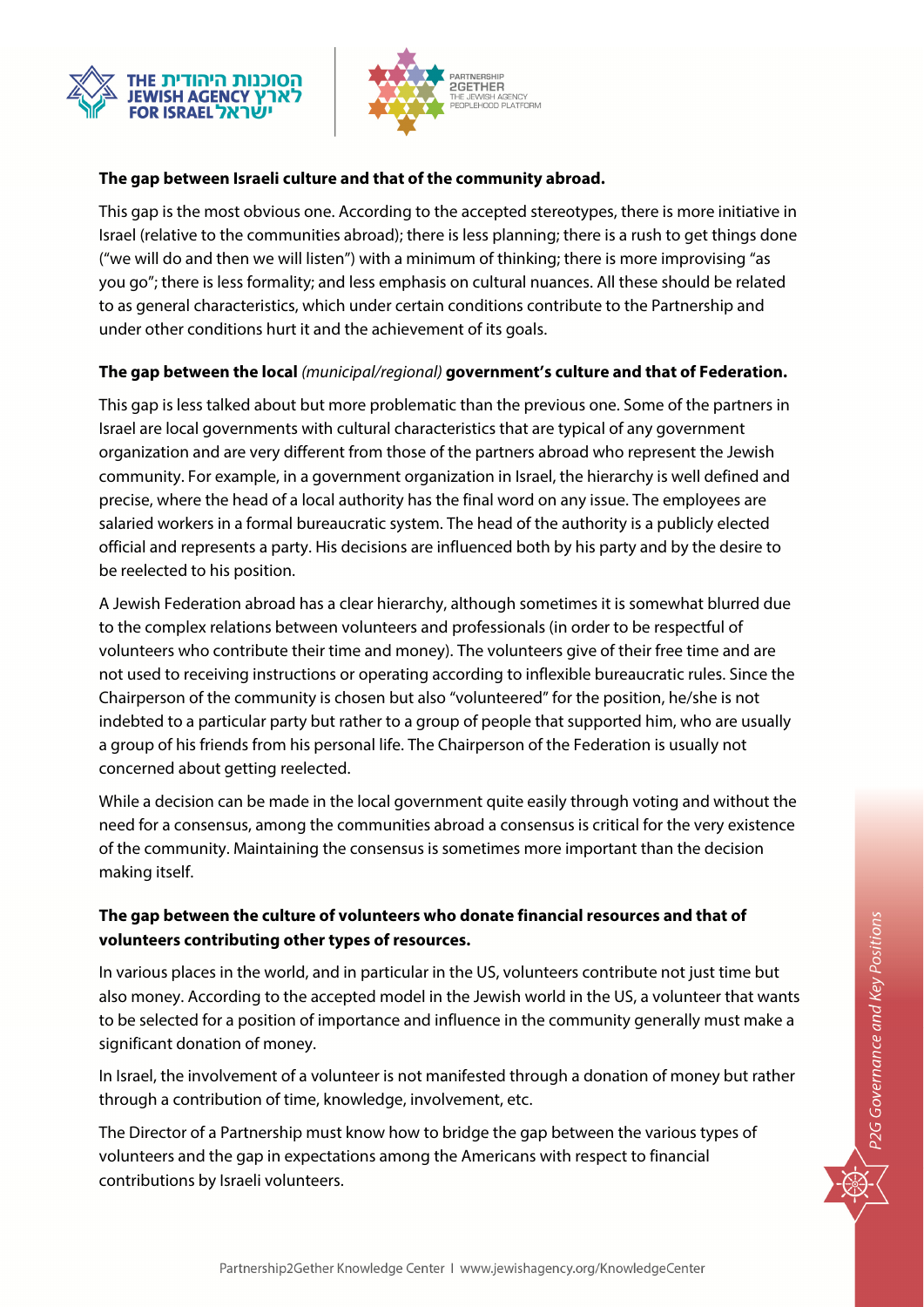**The gap between Israeli culture and that of the community abroad.**

This gap is the most obvious one. According to the accepted stereotypes, there is more initiative in Israel (relative to the communities abroad); there is less planning; there is a rush to get things done ("we will do and then we will listen") with a minimum of thinking; there is more improvising "as you go"; there is less formality; and less emphasis on cultural nuances. All these should be related to as general characteristics, which under certain conditions contribute to the Partnership and under other conditions hurt it and the achievement of its goals.

**The gap between the local** *(municipal/regional)* **government's culture and that of Federation.**

This gap is less talked about but more problematic than the previous one. Some of the partners in Israel are local governments with cultural characteristics that are typical of any government organization and are very different from those of the partners abroad who represent the Jewish community. For example, in a government organization in Israel, the hierarchy is well defined and precise, where the head of a local authority has the final word on any issue. The employees are salaried workers in a formal bureaucratic system. The head of the authority is a publicly elected official and represents a party. His decisions are influenced both by his party and by the desire to be reelected to his position.

A Jewish Federation abroad has a clear hierarchy, although sometimes it is somewhat blurred due to the complex relations between volunteers and professionals (in order to be respectful of volunteers who contribute their time and money). The volunteers give of their free time and are not used to receiving instructions or operating according to inflexible bureaucratic rules. Since the Chairperson of the community is chosen but also "volunteered" for the position, he/she is not indebted to a particular party but rather to a group of people that supported him, who are usually a group of his friends from his personal life. The Chairperson of the Federation is usually not concerned about getting reelected.

While a decision can be made in the local government quite easily through voting and without the need for a consensus, among the communities abroad a consensus is critical for the very existence of the community. Maintaining the consensus is sometimes more important than the decision making itself.

**The gap between the culture of volunteers who donate financial resources and that of volunteers contributing other types of resources.**

In various places in the world, and in particular in the US, volunteers contribute not just time but also money. According to the accepted model in the Jewish world in the US, a volunteer that wants to be selected for a position of importance and influence in the community generally must make a significant donation of money.

In Israel, the involvement of a volunteer is not manifested through a donation of money but rather through a contribution of time, knowledge, involvement, etc.

The Director of a Partnership must know how to bridge the gap between the various types of volunteers and the gap in expectations among the Americans with respect to financial contributions by Israeli volunteers.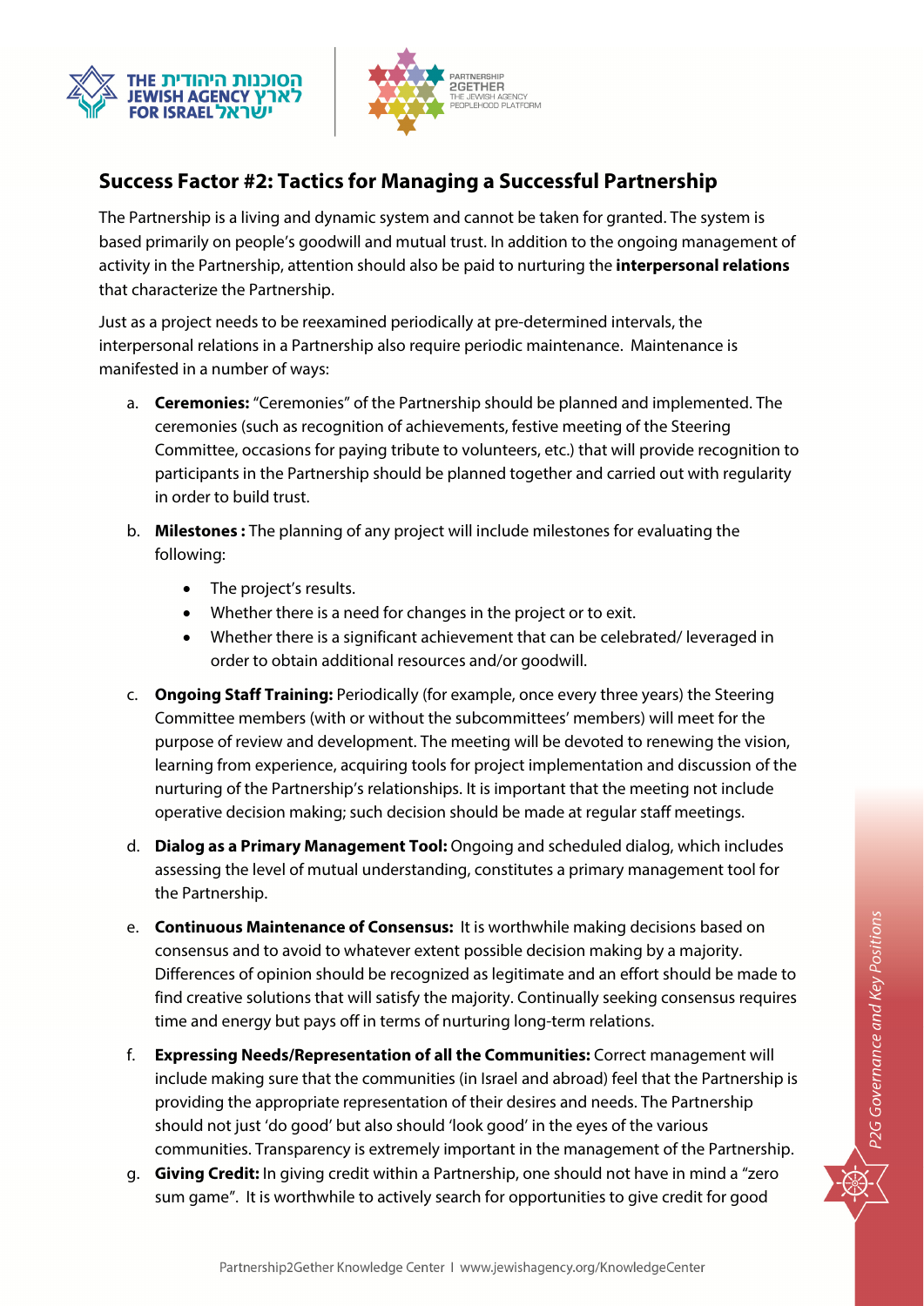## Success Factor #2: Tactics for Managing a Successful Partnership

The Partnership is a living and dynamic system and cannot be taken for granted. The system is based primarily on people's goodwill and mutual trust. In addition to the ongoing management of activity in the Partnership, attention should also be paid to nurturing the **interpersonal relations** that characterize the Partnership.

Just as a project needs to be reexamined periodically at pre-determined intervals, the interpersonal relations in a Partnership also require periodic maintenance. Maintenance is manifested in a number of ways:

a. **Ceremonies:** "Ceremonies" of the Partnership should be planned and implemented. The ceremonies (such as recognition of achievements, festive meeting of the Steering Committee, occasions for paying tribute to volunteers, etc.) that will provide recognition to participants in the Partnership should be planned together and carried out with regularity in order to build trust.

b. **Milestones :** The planning of any project will include milestones for evaluating the following:
   - The project's results.
   - Whether there is a need for changes in the project or to exit.
   - Whether there is a significant achievement that can be celebrated/ leveraged in order to obtain additional resources and/or goodwill.

c. **Ongoing Staff Training:** Periodically (for example, once every three years) the Steering Committee members (with or without the subcommittees' members) will meet for the purpose of review and development. The meeting will be devoted to renewing the vision, learning from experience, acquiring tools for project implementation and discussion of the nurturing of the Partnership's relationships. It is important that the meeting not include operative decision making; such decision should be made at regular staff meetings.

d. **Dialog as a Primary Management Tool:** Ongoing and scheduled dialog, which includes assessing the level of mutual understanding, constitutes a primary management tool for the Partnership.

e. **Continuous Maintenance of Consensus:** It is worthwhile making decisions based on consensus and to avoid to whatever extent possible decision making by a majority. Differences of opinion should be recognized as legitimate and an effort should be made to find creative solutions that will satisfy the majority. Continually seeking consensus requires time and energy but pays off in terms of nurturing long-term relations.

f. **Expressing Needs/Representation of all the Communities:** Correct management will include making sure that the communities (in Israel and abroad) feel that the Partnership is providing the appropriate representation of their desires and needs. The Partnership should not just 'do good' but also should 'look good' in the eyes of the various communities. Transparency is extremely important in the management of the Partnership.

g. **Giving Credit:** In giving credit within a Partnership, one should not have in mind a "zero sum game". It is worthwhile to actively search for opportunities to give credit for good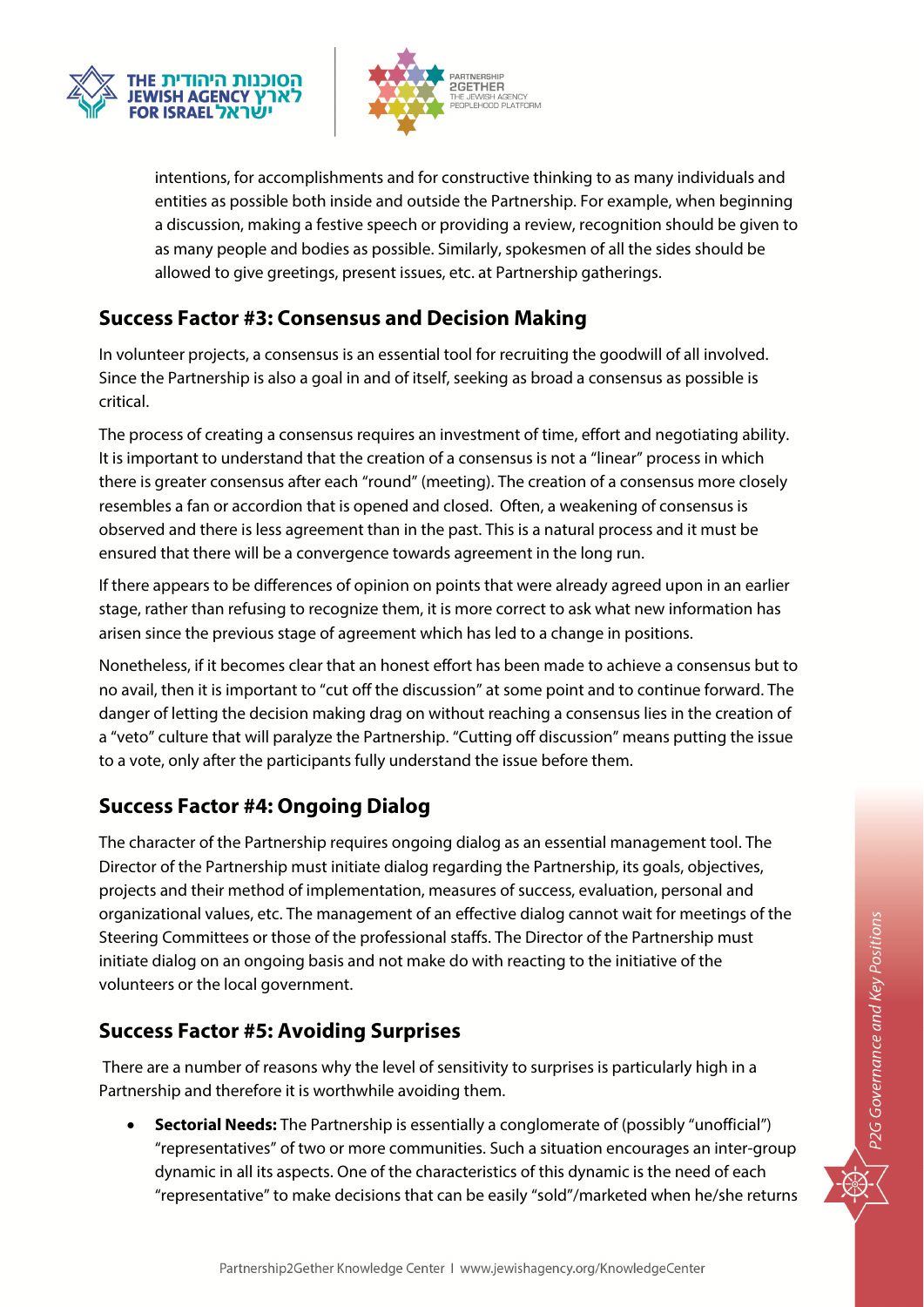intentions, for accomplishments and for constructive thinking to as many individuals and entities as possible both inside and outside the Partnership. For example, when beginning a discussion, making a festive speech or providing a review, recognition should be given to as many people and bodies as possible. Similarly, spokesmen of all the sides should be allowed to give greetings, present issues, etc. at Partnership gatherings.

## Success Factor #3: Consensus and Decision Making

In volunteer projects, a consensus is an essential tool for recruiting the goodwill of all involved. Since the Partnership is also a goal in and of itself, seeking as broad a consensus as possible is critical.

The process of creating a consensus requires an investment of time, effort and negotiating ability. It is important to understand that the creation of a consensus is not a "linear" process in which there is greater consensus after each "round" (meeting). The creation of a consensus more closely resembles a fan or accordion that is opened and closed. Often, a weakening of consensus is observed and there is less agreement than in the past. This is a natural process and it must be ensured that there will be a convergence towards agreement in the long run.

If there appears to be differences of opinion on points that were already agreed upon in an earlier stage, rather than refusing to recognize them, it is more correct to ask what new information has arisen since the previous stage of agreement which has led to a change in positions.

Nonetheless, if it becomes clear that an honest effort has been made to achieve a consensus but to no avail, then it is important to "cut off the discussion" at some point and to continue forward. The danger of letting the decision making drag on without reaching a consensus lies in the creation of a "veto" culture that will paralyze the Partnership. "Cutting off discussion" means putting the issue to a vote, only after the participants fully understand the issue before them.

## Success Factor #4: Ongoing Dialog

The character of the Partnership requires ongoing dialog as an essential management tool. The Director of the Partnership must initiate dialog regarding the Partnership, its goals, objectives, projects and their method of implementation, measures of success, evaluation, personal and organizational values, etc. The management of an effective dialog cannot wait for meetings of the Steering Committees or those of the professional staffs. The Director of the Partnership must initiate dialog on an ongoing basis and not make do with reacting to the initiative of the volunteers or the local government.

## Success Factor #5: Avoiding Surprises

There are a number of reasons why the level of sensitivity to surprises is particularly high in a Partnership and therefore it is worthwhile avoiding them.

- **Sectorial Needs:** The Partnership is essentially a conglomerate of (possibly "unofficial") "representatives" of two or more communities. Such a situation encourages an inter-group dynamic in all its aspects. One of the characteristics of this dynamic is the need of each "representative" to make decisions that can be easily "sold"/marketed when he/she returns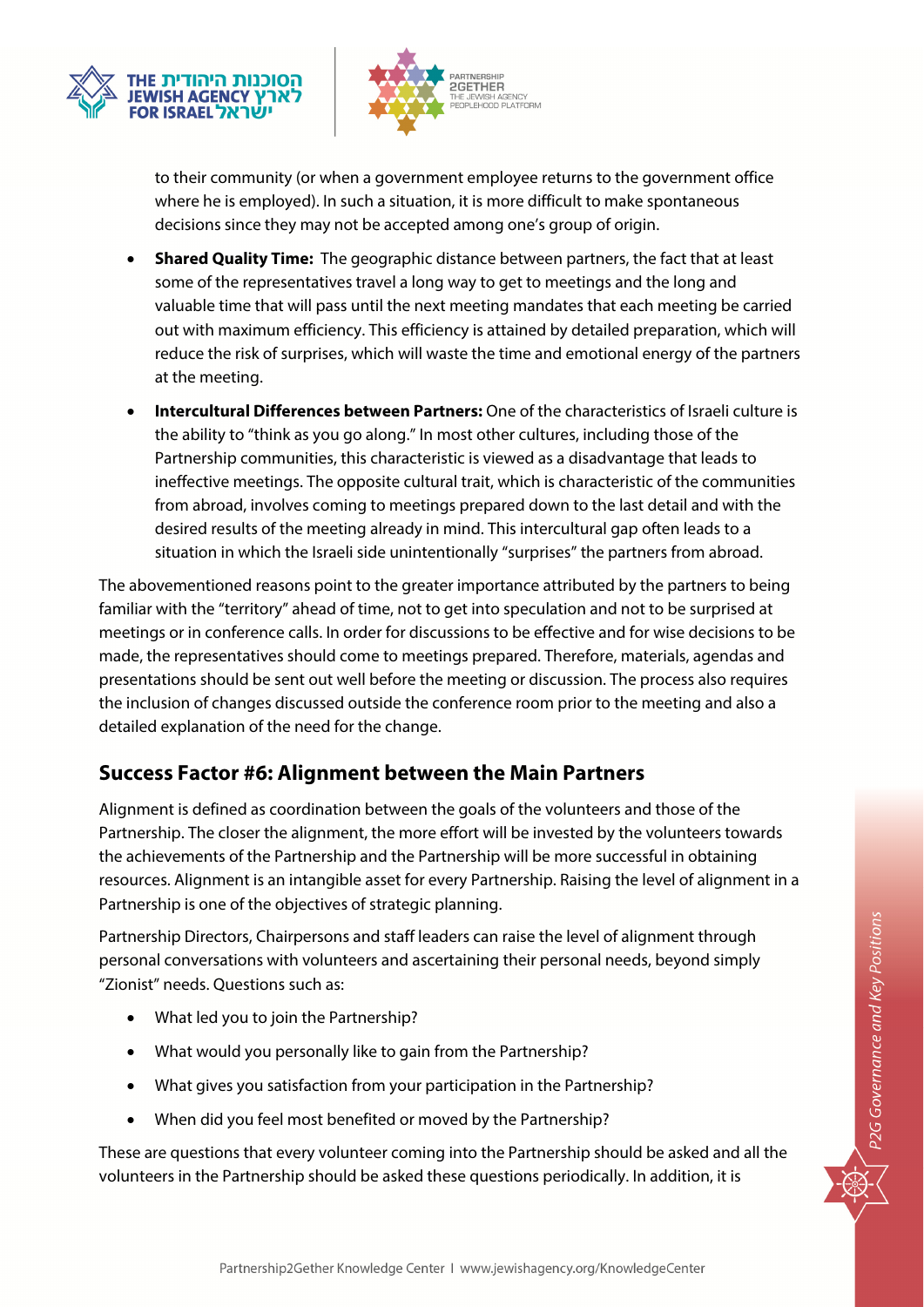to their community (or when a government employee returns to the government office where he is employed). In such a situation, it is more difficult to make spontaneous decisions since they may not be accepted among one's group of origin.

- **Shared Quality Time:** The geographic distance between partners, the fact that at least some of the representatives travel a long way to get to meetings and the long and valuable time that will pass until the next meeting mandates that each meeting be carried out with maximum efficiency. This efficiency is attained by detailed preparation, which will reduce the risk of surprises, which will waste the time and emotional energy of the partners at the meeting.
- **Intercultural Differences between Partners:** One of the characteristics of Israeli culture is the ability to "think as you go along." In most other cultures, including those of the Partnership communities, this characteristic is viewed as a disadvantage that leads to ineffective meetings. The opposite cultural trait, which is characteristic of the communities from abroad, involves coming to meetings prepared down to the last detail and with the desired results of the meeting already in mind. This intercultural gap often leads to a situation in which the Israeli side unintentionally "surprises" the partners from abroad.

The abovementioned reasons point to the greater importance attributed by the partners to being familiar with the "territory" ahead of time, not to get into speculation and not to be surprised at meetings or in conference calls. In order for discussions to be effective and for wise decisions to be made, the representatives should come to meetings prepared. Therefore, materials, agendas and presentations should be sent out well before the meeting or discussion. The process also requires the inclusion of changes discussed outside the conference room prior to the meeting and also a detailed explanation of the need for the change.

## Success Factor #6: Alignment between the Main Partners

Alignment is defined as coordination between the goals of the volunteers and those of the Partnership. The closer the alignment, the more effort will be invested by the volunteers towards the achievements of the Partnership and the Partnership will be more successful in obtaining resources. Alignment is an intangible asset for every Partnership. Raising the level of alignment in a Partnership is one of the objectives of strategic planning.

Partnership Directors, Chairpersons and staff leaders can raise the level of alignment through personal conversations with volunteers and ascertaining their personal needs, beyond simply "Zionist" needs. Questions such as:

- What led you to join the Partnership?
- What would you personally like to gain from the Partnership?
- What gives you satisfaction from your participation in the Partnership?
- When did you feel most benefited or moved by the Partnership?

These are questions that every volunteer coming into the Partnership should be asked and all the volunteers in the Partnership should be asked these questions periodically. In addition, it is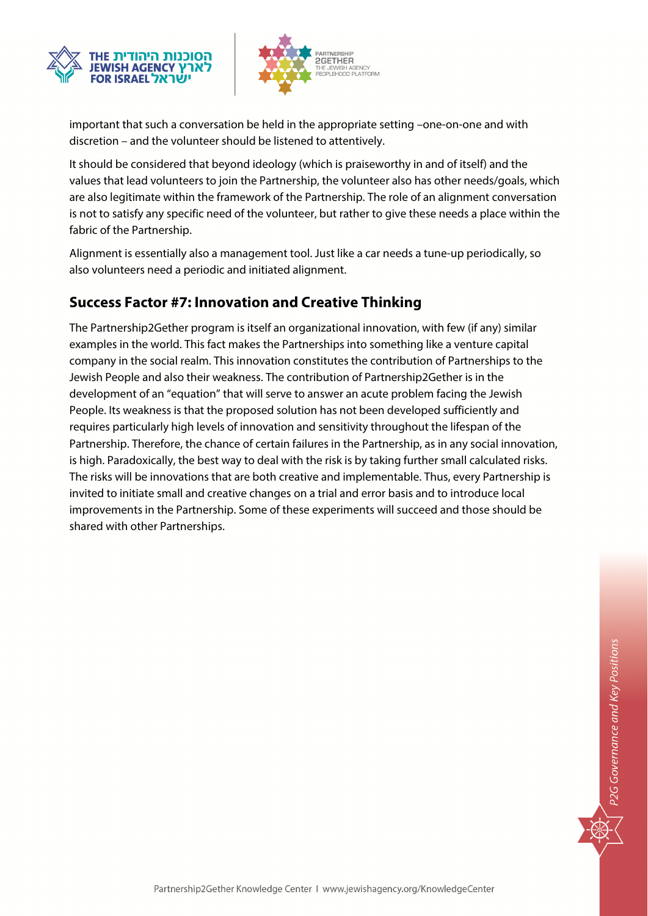important that such a conversation be held in the appropriate setting –one-on-one and with discretion – and the volunteer should be listened to attentively.

It should be considered that beyond ideology (which is praiseworthy in and of itself) and the values that lead volunteers to join the Partnership, the volunteer also has other needs/goals, which are also legitimate within the framework of the Partnership. The role of an alignment conversation is not to satisfy any specific need of the volunteer, but rather to give these needs a place within the fabric of the Partnership.

Alignment is essentially also a management tool. Just like a car needs a tune-up periodically, so also volunteers need a periodic and initiated alignment.

## Success Factor #7: Innovation and Creative Thinking

The Partnership2Gether program is itself an organizational innovation, with few (if any) similar examples in the world. This fact makes the Partnerships into something like a venture capital company in the social realm. This innovation constitutes the contribution of Partnerships to the Jewish People and also their weakness. The contribution of Partnership2Gether is in the development of an "equation" that will serve to answer an acute problem facing the Jewish People. Its weakness is that the proposed solution has not been developed sufficiently and requires particularly high levels of innovation and sensitivity throughout the lifespan of the Partnership. Therefore, the chance of certain failures in the Partnership, as in any social innovation, is high. Paradoxically, the best way to deal with the risk is by taking further small calculated risks. The risks will be innovations that are both creative and implementable. Thus, every Partnership is invited to initiate small and creative changes on a trial and error basis and to introduce local improvements in the Partnership. Some of these experiments will succeed and those should be shared with other Partnerships.